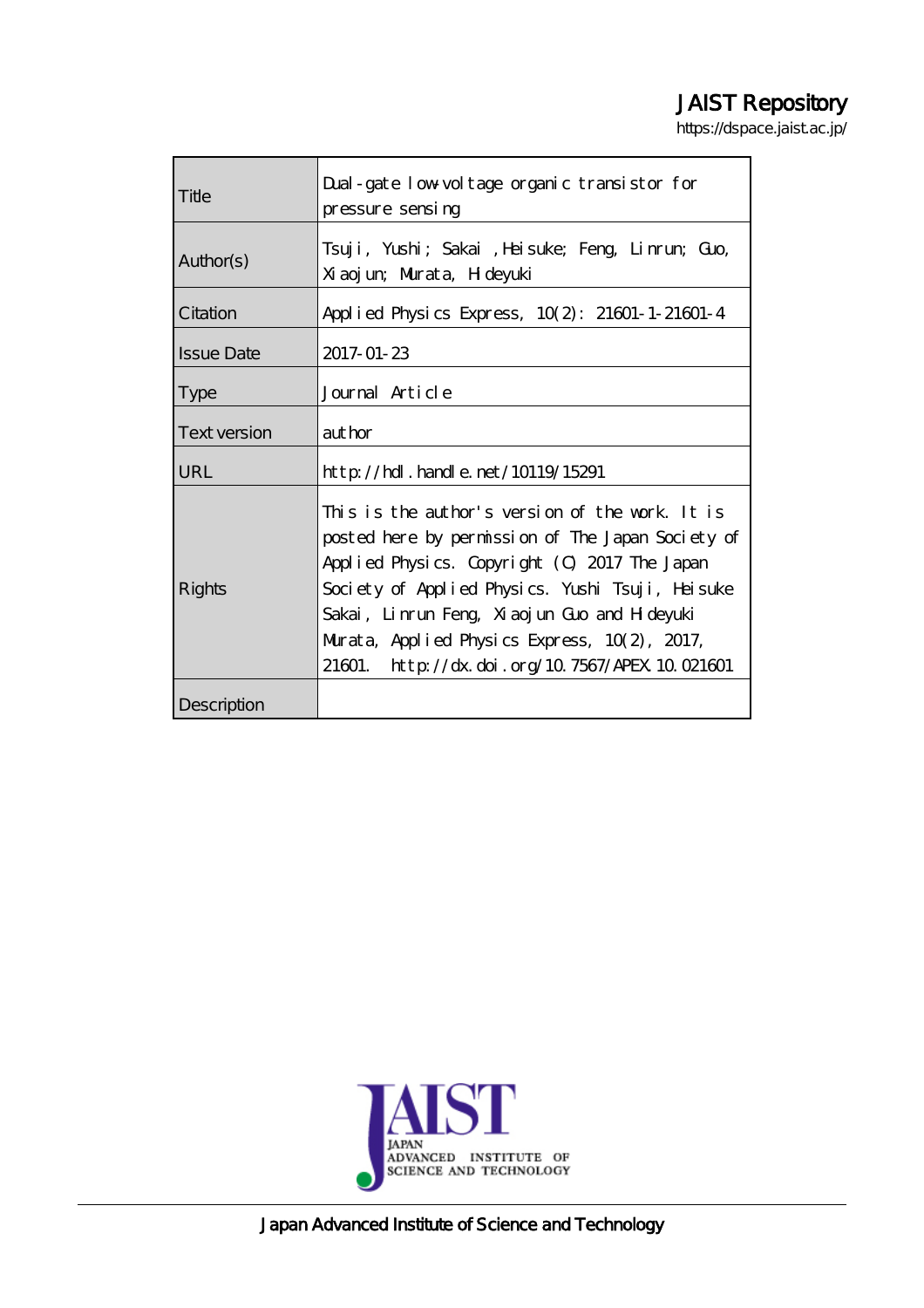JAIST Repository

https://dspace.jaist.ac.jp/

| Title | Dual-gate low-voltage organic transistor for pressure sensing |
|---|---|
| Author(s) | Tsuji, Yushi; Sakai ,Heisuke; Feng, Linrun; Guo, Xiaojun; Murata, Hideyuki |
| Citation | Applied Physics Express, 10(2): 21601-1-21601-4 |
| Issue Date | 2017-01-23 |
| Type | Journal Article |
| Text version | author |
| URL | http://hdl.handle.net/10119/15291 |
| Rights | This is the author's version of the work. It is posted here by permission of The Japan Society of Applied Physics. Copyright (C) 2017 The Japan Society of Applied Physics. Yushi Tsuji, Heisuke Sakai, Linrun Feng, Xiaojun Guo and Hideyuki Murata, Applied Physics Express, 10(2), 2017, 21601. http://dx.doi.org/10.7567/APEX.10.021601 |
| Description | |

JAIST JAPAN ADVANCED INSTITUTE OF SCIENCE AND TECHNOLOGY

Japan Advanced Institute of Science and Technology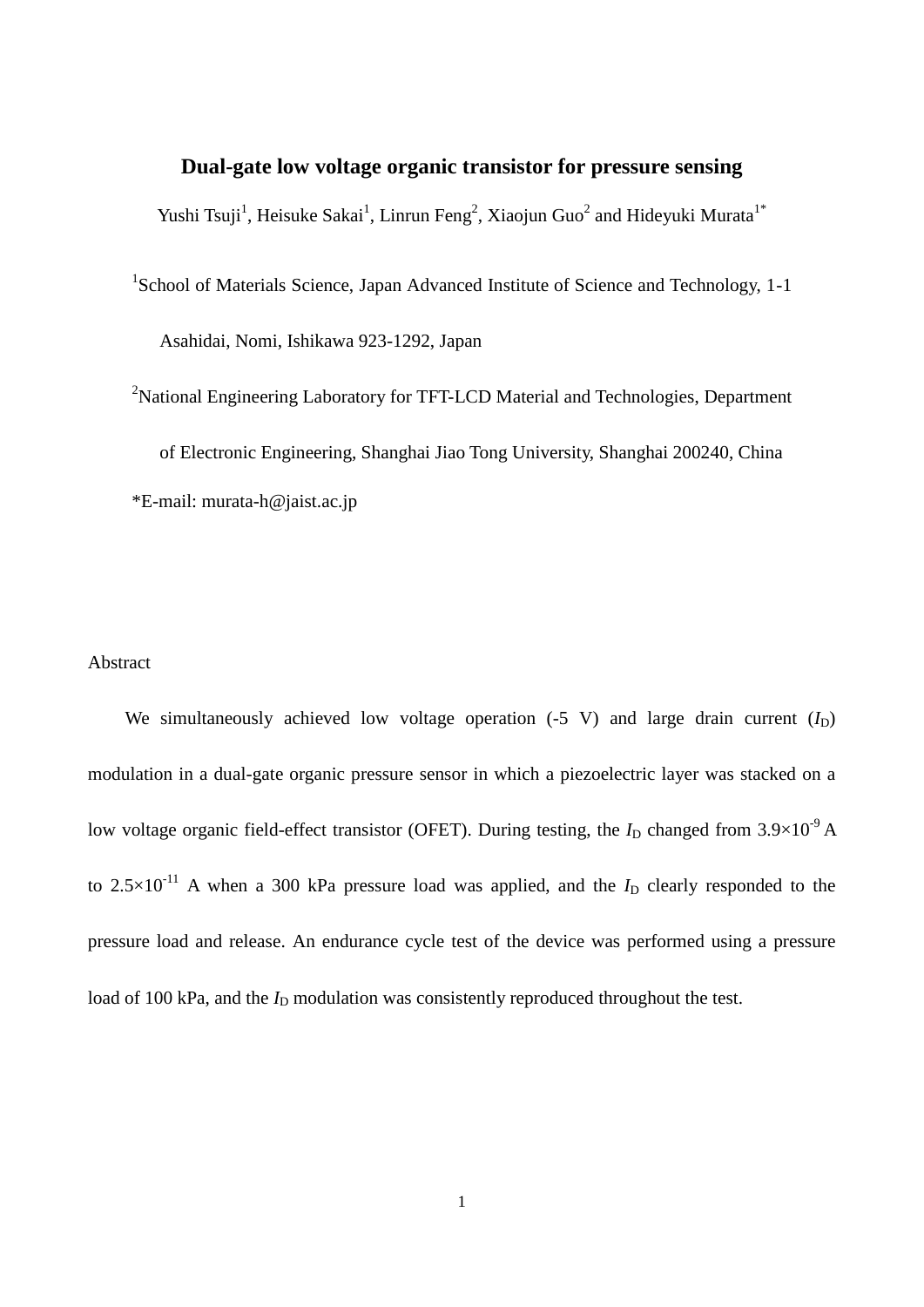# Dual-gate low voltage organic transistor for pressure sensing

Yushi Tsuji[1], Heisuke Sakai[1], Linrun Feng[2], Xiaojun Guo[2] and Hideyuki Murata[1*]

[1]School of Materials Science, Japan Advanced Institute of Science and Technology, 1-1 Asahidai, Nomi, Ishikawa 923-1292, Japan

[2]National Engineering Laboratory for TFT-LCD Material and Technologies, Department of Electronic Engineering, Shanghai Jiao Tong University, Shanghai 200240, China

*E-mail: murata-h@jaist.ac.jp

## Abstract

We simultaneously achieved low voltage operation (-5 V) and large drain current ($I_D$) modulation in a dual-gate organic pressure sensor in which a piezoelectric layer was stacked on a low voltage organic field-effect transistor (OFET). During testing, the $I_D$ changed from $3.9\times10^{-9}$ A to $2.5\times10^{-11}$ A when a 300 kPa pressure load was applied, and the $I_D$ clearly responded to the pressure load and release. An endurance cycle test of the device was performed using a pressure load of 100 kPa, and the $I_D$ modulation was consistently reproduced throughout the test.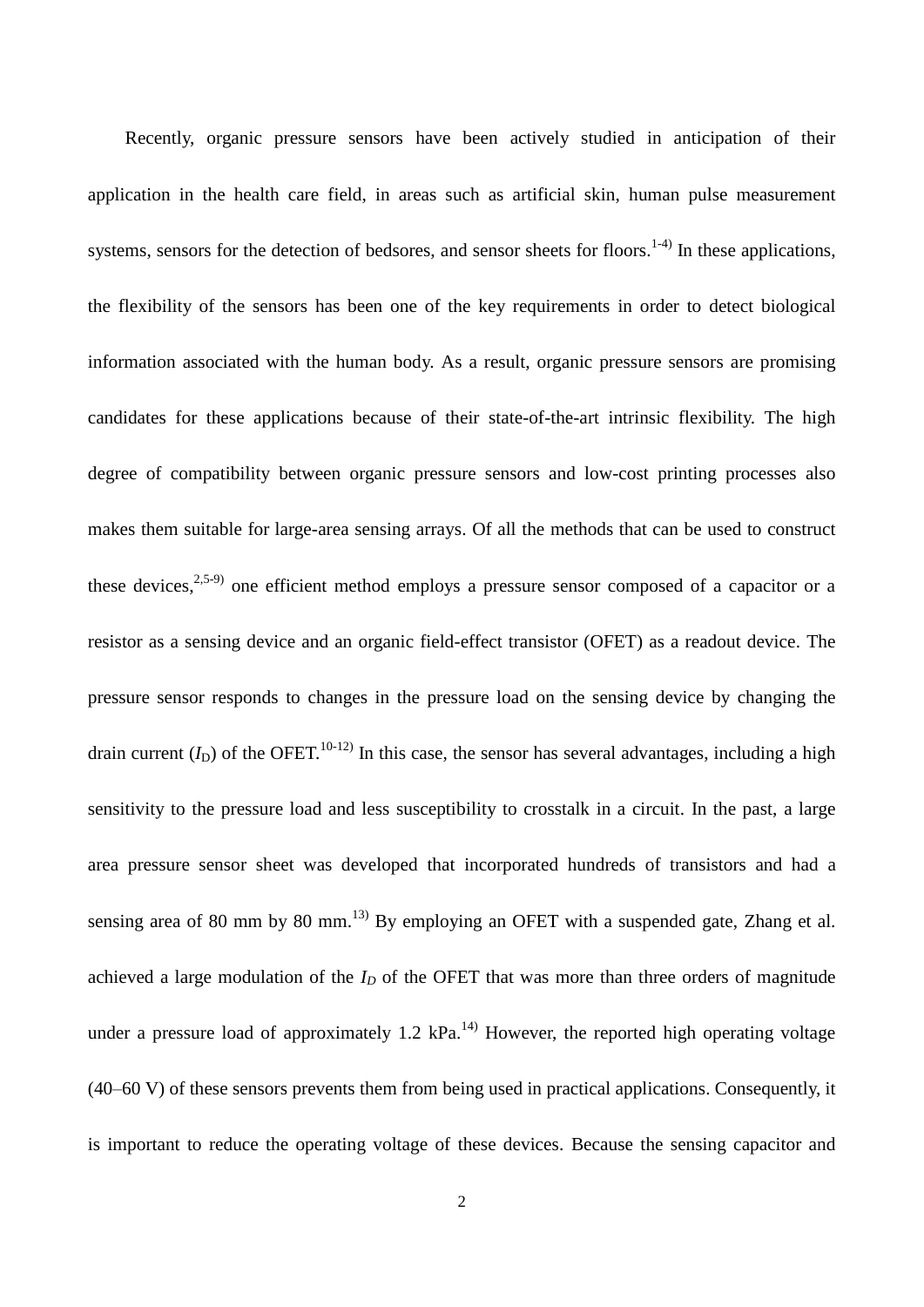Recently, organic pressure sensors have been actively studied in anticipation of their application in the health care field, in areas such as artificial skin, human pulse measurement systems, sensors for the detection of bedsores, and sensor sheets for floors.[1-4] In these applications, the flexibility of the sensors has been one of the key requirements in order to detect biological information associated with the human body. As a result, organic pressure sensors are promising candidates for these applications because of their state-of-the-art intrinsic flexibility. The high degree of compatibility between organic pressure sensors and low-cost printing processes also makes them suitable for large-area sensing arrays. Of all the methods that can be used to construct these devices,[2,5-9] one efficient method employs a pressure sensor composed of a capacitor or a resistor as a sensing device and an organic field-effect transistor (OFET) as a readout device. The pressure sensor responds to changes in the pressure load on the sensing device by changing the drain current ($I_D$) of the OFET.[10-12] In this case, the sensor has several advantages, including a high sensitivity to the pressure load and less susceptibility to crosstalk in a circuit. In the past, a large area pressure sensor sheet was developed that incorporated hundreds of transistors and had a sensing area of 80 mm by 80 mm.[13] By employing an OFET with a suspended gate, Zhang et al. achieved a large modulation of the $I_D$ of the OFET that was more than three orders of magnitude under a pressure load of approximately 1.2 kPa.[14] However, the reported high operating voltage (40–60 V) of these sensors prevents them from being used in practical applications. Consequently, it is important to reduce the operating voltage of these devices. Because the sensing capacitor and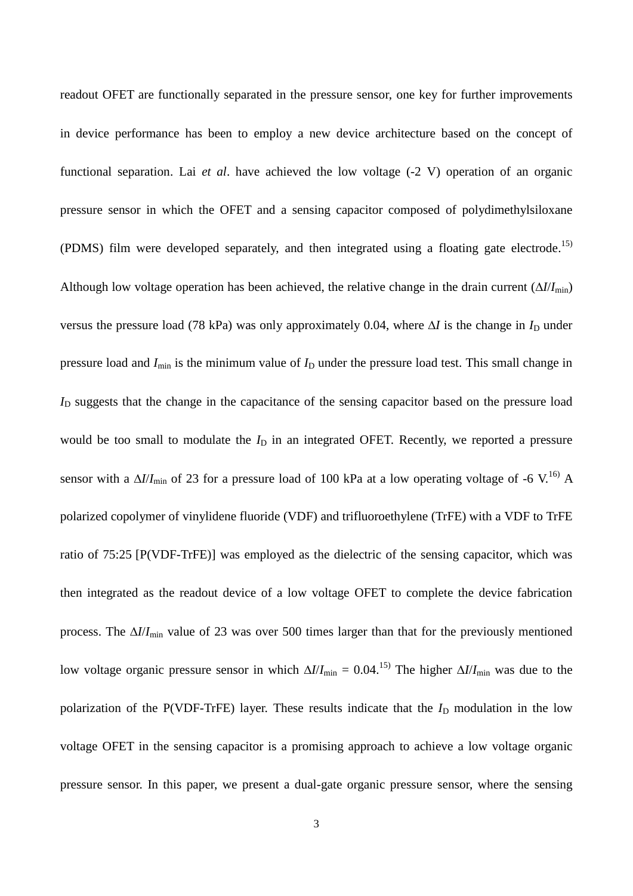readout OFET are functionally separated in the pressure sensor, one key for further improvements in device performance has been to employ a new device architecture based on the concept of functional separation. Lai *et al*. have achieved the low voltage (-2 V) operation of an organic pressure sensor in which the OFET and a sensing capacitor composed of polydimethylsiloxane (PDMS) film were developed separately, and then integrated using a floating gate electrode.[15) ] Although low voltage operation has been achieved, the relative change in the drain current ($\Delta I/I_{\mathrm{min}}$) versus the pressure load (78 kPa) was only approximately 0.04, where $\Delta I$ is the change in $I_{\mathrm{D}}$ under pressure load and $I_{\mathrm{min}}$ is the minimum value of $I_{\mathrm{D}}$ under the pressure load test. This small change in $I_{\mathrm{D}}$ suggests that the change in the capacitance of the sensing capacitor based on the pressure load would be too small to modulate the $I_{\mathrm{D}}$ in an integrated OFET. Recently, we reported a pressure sensor with a $\Delta I/I_{\mathrm{min}}$ of 23 for a pressure load of 100 kPa at a low operating voltage of -6 V.[16)] A polarized copolymer of vinylidene fluoride (VDF) and trifluoroethylene (TrFE) with a VDF to TrFE ratio of 75:25 [P(VDF-TrFE)] was employed as the dielectric of the sensing capacitor, which was then integrated as the readout device of a low voltage OFET to complete the device fabrication process. The $\Delta I/I_{\mathrm{min}}$ value of 23 was over 500 times larger than that for the previously mentioned low voltage organic pressure sensor in which $\Delta I/I_{\mathrm{min}} = 0.04$.[15)] The higher $\Delta I/I_{\mathrm{min}}$ was due to the polarization of the P(VDF-TrFE) layer. These results indicate that the $I_{\mathrm{D}}$ modulation in the low voltage OFET in the sensing capacitor is a promising approach to achieve a low voltage organic pressure sensor. In this paper, we present a dual-gate organic pressure sensor, where the sensing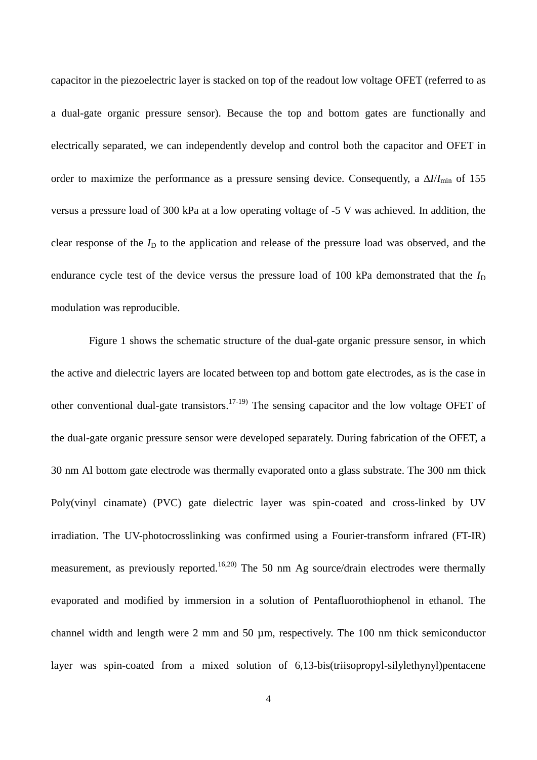capacitor in the piezoelectric layer is stacked on top of the readout low voltage OFET (referred to as a dual-gate organic pressure sensor). Because the top and bottom gates are functionally and electrically separated, we can independently develop and control both the capacitor and OFET in order to maximize the performance as a pressure sensing device. Consequently, a $\Delta I/I_{\mathrm{min}}$ of 155 versus a pressure load of 300 kPa at a low operating voltage of -5 V was achieved. In addition, the clear response of the $I_{\mathrm{D}}$ to the application and release of the pressure load was observed, and the endurance cycle test of the device versus the pressure load of 100 kPa demonstrated that the $I_{\mathrm{D}}$ modulation was reproducible.

Figure 1 shows the schematic structure of the dual-gate organic pressure sensor, in which the active and dielectric layers are located between top and bottom gate electrodes, as is the case in other conventional dual-gate transistors.[17-19] The sensing capacitor and the low voltage OFET of the dual-gate organic pressure sensor were developed separately. During fabrication of the OFET, a 30 nm Al bottom gate electrode was thermally evaporated onto a glass substrate. The 300 nm thick Poly(vinyl cinamate) (PVC) gate dielectric layer was spin-coated and cross-linked by UV irradiation. The UV-photocrosslinking was confirmed using a Fourier-transform infrared (FT-IR) measurement, as previously reported.[16,20] The 50 nm Ag source/drain electrodes were thermally evaporated and modified by immersion in a solution of Pentafluorothiophenol in ethanol. The channel width and length were 2 mm and 50 µm, respectively. The 100 nm thick semiconductor layer was spin-coated from a mixed solution of 6,13-bis(triisopropyl-silylethynyl)pentacene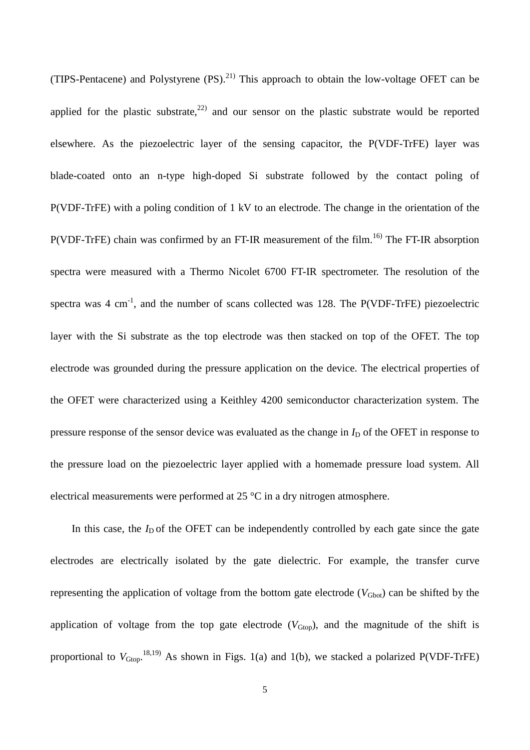(TIPS-Pentacene) and Polystyrene (PS).[21] This approach to obtain the low-voltage OFET can be applied for the plastic substrate,[22] and our sensor on the plastic substrate would be reported elsewhere. As the piezoelectric layer of the sensing capacitor, the P(VDF-TrFE) layer was blade-coated onto an n-type high-doped Si substrate followed by the contact poling of P(VDF-TrFE) with a poling condition of 1 kV to an electrode. The change in the orientation of the P(VDF-TrFE) chain was confirmed by an FT-IR measurement of the film.[16] The FT-IR absorption spectra were measured with a Thermo Nicolet 6700 FT-IR spectrometer. The resolution of the spectra was 4 $cm^{-1}$, and the number of scans collected was 128. The P(VDF-TrFE) piezoelectric layer with the Si substrate as the top electrode was then stacked on top of the OFET. The top electrode was grounded during the pressure application on the device. The electrical properties of the OFET were characterized using a Keithley 4200 semiconductor characterization system. The pressure response of the sensor device was evaluated as the change in $I_D$ of the OFET in response to the pressure load on the piezoelectric layer applied with a homemade pressure load system. All electrical measurements were performed at 25 °C in a dry nitrogen atmosphere.

In this case, the $I_D$ of the OFET can be independently controlled by each gate since the gate electrodes are electrically isolated by the gate dielectric. For example, the transfer curve representing the application of voltage from the bottom gate electrode ($V_{Gbot}$) can be shifted by the application of voltage from the top gate electrode ($V_{Gtop}$), and the magnitude of the shift is proportional to $V_{Gtop}$.[18,19] As shown in Figs. 1(a) and 1(b), we stacked a polarized P(VDF-TrFE)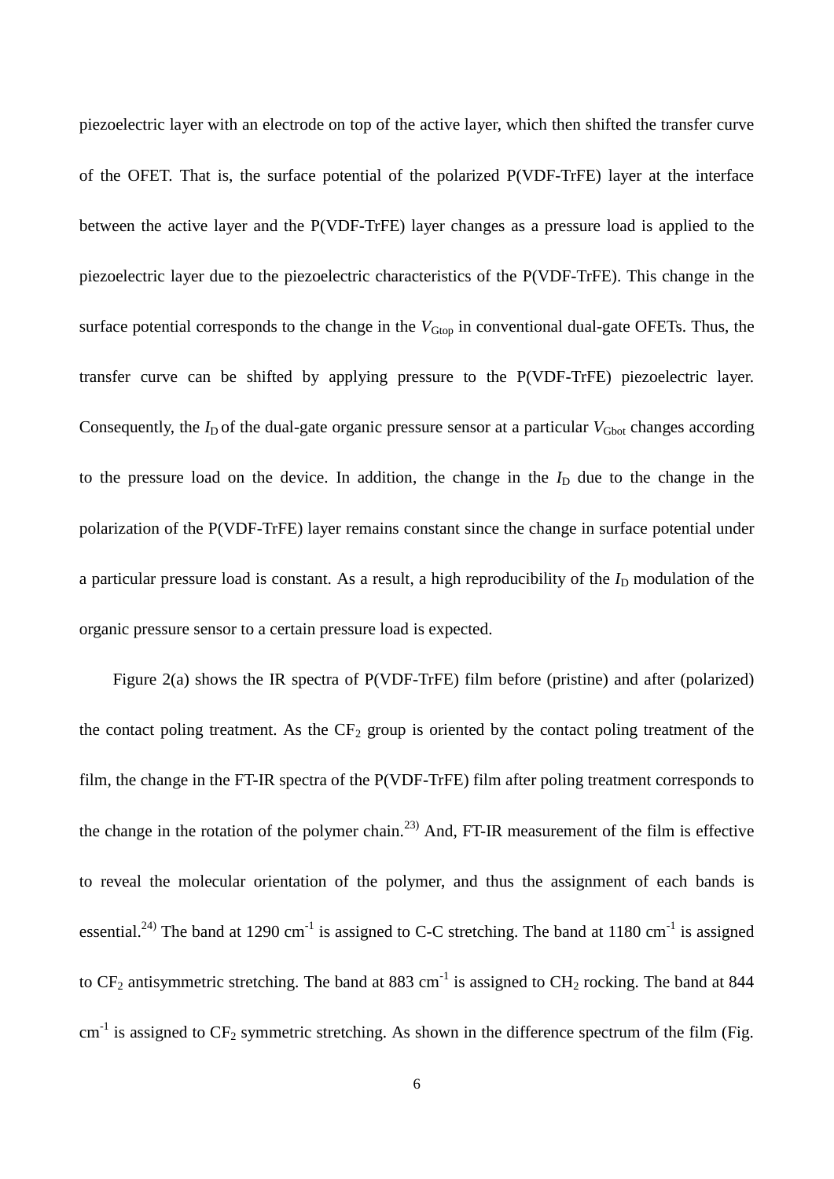piezoelectric layer with an electrode on top of the active layer, which then shifted the transfer curve of the OFET. That is, the surface potential of the polarized P(VDF-TrFE) layer at the interface between the active layer and the P(VDF-TrFE) layer changes as a pressure load is applied to the piezoelectric layer due to the piezoelectric characteristics of the P(VDF-TrFE). This change in the surface potential corresponds to the change in the $V_{\mathrm{Gtop}}$ in conventional dual-gate OFETs. Thus, the transfer curve can be shifted by applying pressure to the P(VDF-TrFE) piezoelectric layer. Consequently, the $I_{\mathrm{D}}$ of the dual-gate organic pressure sensor at a particular $V_{\mathrm{Gbot}}$ changes according to the pressure load on the device. In addition, the change in the $I_{\mathrm{D}}$ due to the change in the polarization of the P(VDF-TrFE) layer remains constant since the change in surface potential under a particular pressure load is constant. As a result, a high reproducibility of the $I_{\mathrm{D}}$ modulation of the organic pressure sensor to a certain pressure load is expected.

Figure 2(a) shows the IR spectra of P(VDF-TrFE) film before (pristine) and after (polarized) the contact poling treatment. As the $CF_2$ group is oriented by the contact poling treatment of the film, the change in the FT-IR spectra of the P(VDF-TrFE) film after poling treatment corresponds to the change in the rotation of the polymer chain.[23] And, FT-IR measurement of the film is effective to reveal the molecular orientation of the polymer, and thus the assignment of each bands is essential.[24] The band at 1290 cm$^{-1}$ is assigned to C-C stretching. The band at 1180 cm$^{-1}$ is assigned to $CF_2$ antisymmetric stretching. The band at 883 cm$^{-1}$ is assigned to $CH_2$ rocking. The band at 844 cm$^{-1}$ is assigned to $CF_2$ symmetric stretching. As shown in the difference spectrum of the film (Fig.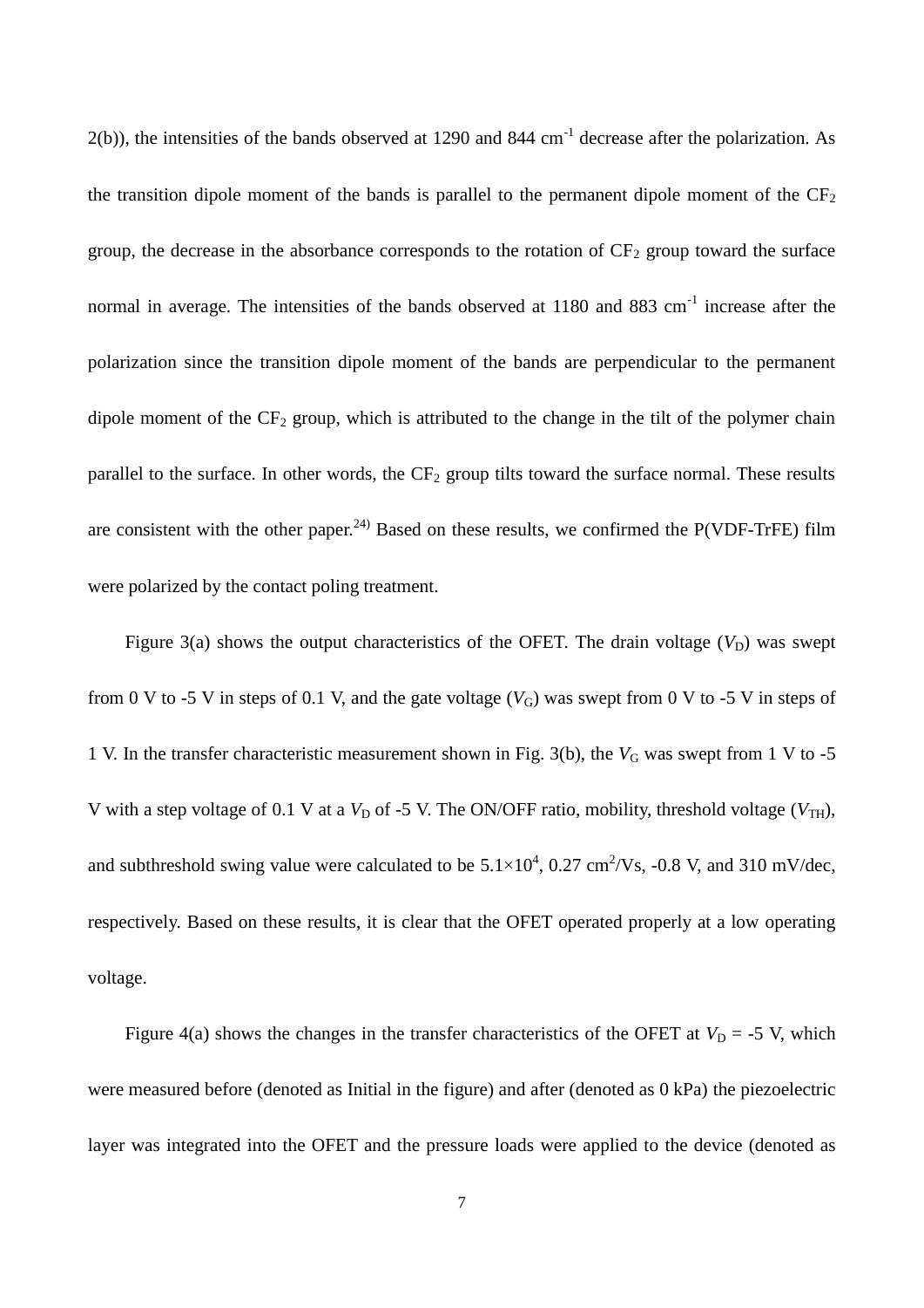2(b)), the intensities of the bands observed at 1290 and 844 $cm^{-1}$ decrease after the polarization. As the transition dipole moment of the bands is parallel to the permanent dipole moment of the $CF_2$ group, the decrease in the absorbance corresponds to the rotation of $CF_2$ group toward the surface normal in average. The intensities of the bands observed at 1180 and 883 $cm^{-1}$ increase after the polarization since the transition dipole moment of the bands are perpendicular to the permanent dipole moment of the $CF_2$ group, which is attributed to the change in the tilt of the polymer chain parallel to the surface. In other words, the $CF_2$ group tilts toward the surface normal. These results are consistent with the other paper.[24] Based on these results, we confirmed the P(VDF-TrFE) film were polarized by the contact poling treatment.

Figure 3(a) shows the output characteristics of the OFET. The drain voltage ($V_D$) was swept from 0 V to -5 V in steps of 0.1 V, and the gate voltage ($V_G$) was swept from 0 V to -5 V in steps of 1 V. In the transfer characteristic measurement shown in Fig. 3(b), the $V_G$ was swept from 1 V to -5 V with a step voltage of 0.1 V at a $V_D$ of -5 V. The ON/OFF ratio, mobility, threshold voltage ($V_{TH}$), and subthreshold swing value were calculated to be $5.1\times10^4$, 0.27 $cm^2$/Vs, -0.8 V, and 310 mV/dec, respectively. Based on these results, it is clear that the OFET operated properly at a low operating voltage.

Figure 4(a) shows the changes in the transfer characteristics of the OFET at $V_D$ = -5 V, which were measured before (denoted as Initial in the figure) and after (denoted as 0 kPa) the piezoelectric layer was integrated into the OFET and the pressure loads were applied to the device (denoted as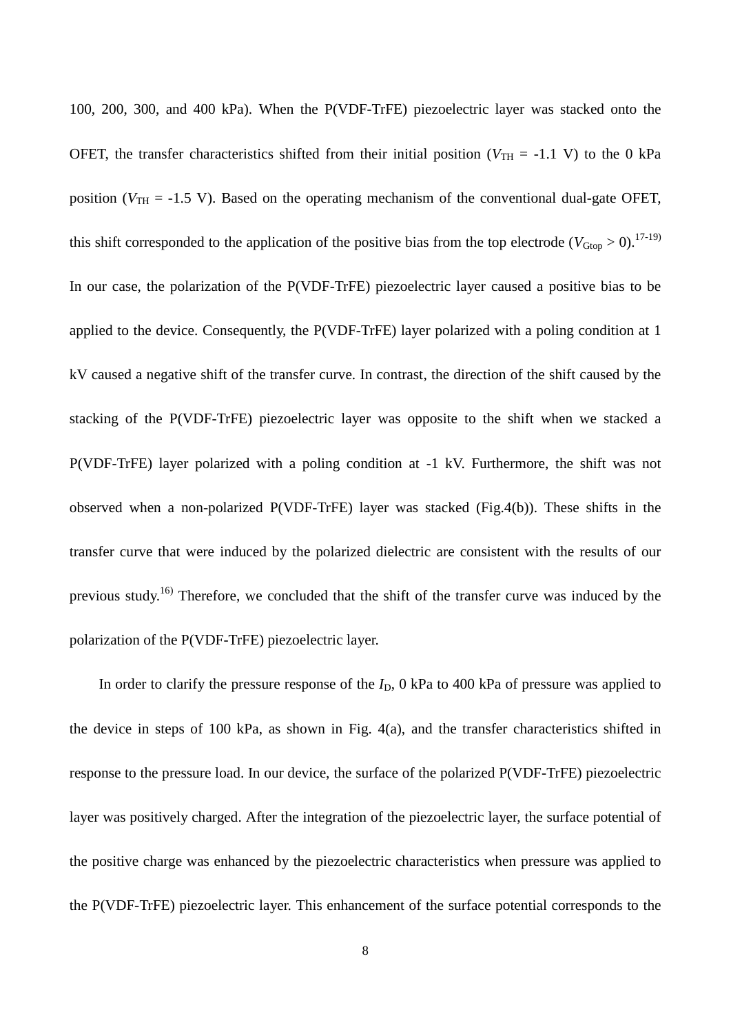100, 200, 300, and 400 kPa). When the P(VDF-TrFE) piezoelectric layer was stacked onto the OFET, the transfer characteristics shifted from their initial position ($V_{TH}$ = -1.1 V) to the 0 kPa position ($V_{TH}$ = -1.5 V). Based on the operating mechanism of the conventional dual-gate OFET, this shift corresponded to the application of the positive bias from the top electrode ($V_{Gtop}$ > 0).[17-19] In our case, the polarization of the P(VDF-TrFE) piezoelectric layer caused a positive bias to be applied to the device. Consequently, the P(VDF-TrFE) layer polarized with a poling condition at 1 kV caused a negative shift of the transfer curve. In contrast, the direction of the shift caused by the stacking of the P(VDF-TrFE) piezoelectric layer was opposite to the shift when we stacked a P(VDF-TrFE) layer polarized with a poling condition at -1 kV. Furthermore, the shift was not observed when a non-polarized P(VDF-TrFE) layer was stacked (Fig.4(b)). These shifts in the transfer curve that were induced by the polarized dielectric are consistent with the results of our previous study.[16] Therefore, we concluded that the shift of the transfer curve was induced by the polarization of the P(VDF-TrFE) piezoelectric layer.

In order to clarify the pressure response of the $I_D$, 0 kPa to 400 kPa of pressure was applied to the device in steps of 100 kPa, as shown in Fig. 4(a), and the transfer characteristics shifted in response to the pressure load. In our device, the surface of the polarized P(VDF-TrFE) piezoelectric layer was positively charged. After the integration of the piezoelectric layer, the surface potential of the positive charge was enhanced by the piezoelectric characteristics when pressure was applied to the P(VDF-TrFE) piezoelectric layer. This enhancement of the surface potential corresponds to the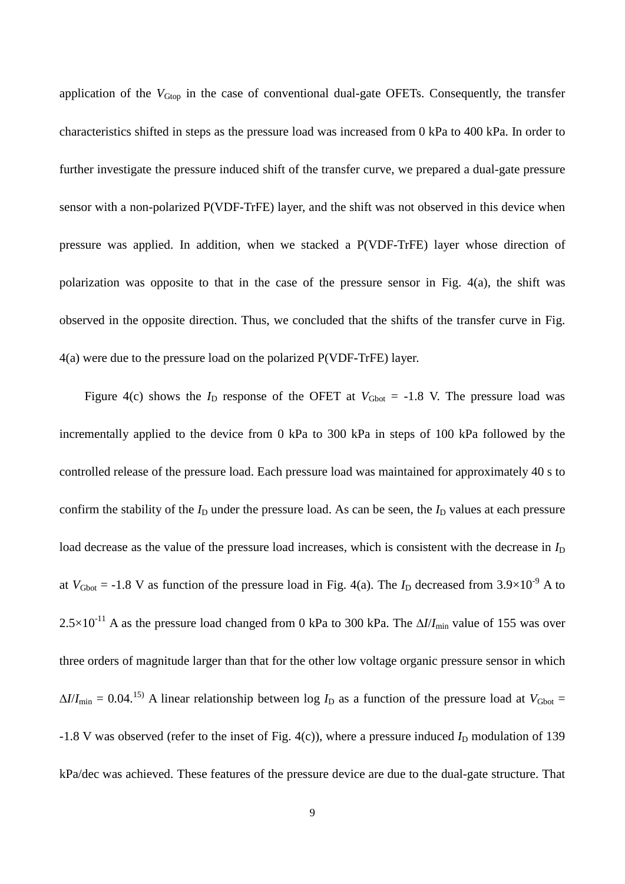application of the $V_{Gtop}$ in the case of conventional dual-gate OFETs. Consequently, the transfer characteristics shifted in steps as the pressure load was increased from 0 kPa to 400 kPa. In order to further investigate the pressure induced shift of the transfer curve, we prepared a dual-gate pressure sensor with a non-polarized P(VDF-TrFE) layer, and the shift was not observed in this device when pressure was applied. In addition, when we stacked a P(VDF-TrFE) layer whose direction of polarization was opposite to that in the case of the pressure sensor in Fig. 4(a), the shift was observed in the opposite direction. Thus, we concluded that the shifts of the transfer curve in Fig. 4(a) were due to the pressure load on the polarized P(VDF-TrFE) layer.

Figure 4(c) shows the $I_D$ response of the OFET at $V_{Gbot}$ = -1.8 V. The pressure load was incrementally applied to the device from 0 kPa to 300 kPa in steps of 100 kPa followed by the controlled release of the pressure load. Each pressure load was maintained for approximately 40 s to confirm the stability of the $I_D$ under the pressure load. As can be seen, the $I_D$ values at each pressure load decrease as the value of the pressure load increases, which is consistent with the decrease in $I_D$ at $V_{Gbot}$ = -1.8 V as function of the pressure load in Fig. 4(a). The $I_D$ decreased from $3.9\times10^{-9}$ A to $2.5\times10^{-11}$ A as the pressure load changed from 0 kPa to 300 kPa. The $\Delta I/I_{min}$ value of 155 was over three orders of magnitude larger than that for the other low voltage organic pressure sensor in which $\Delta I/I_{min}$ = 0.04.[15] A linear relationship between log $I_D$ as a function of the pressure load at $V_{Gbot}$ = -1.8 V was observed (refer to the inset of Fig. 4(c)), where a pressure induced $I_D$ modulation of 139 kPa/dec was achieved. These features of the pressure device are due to the dual-gate structure. That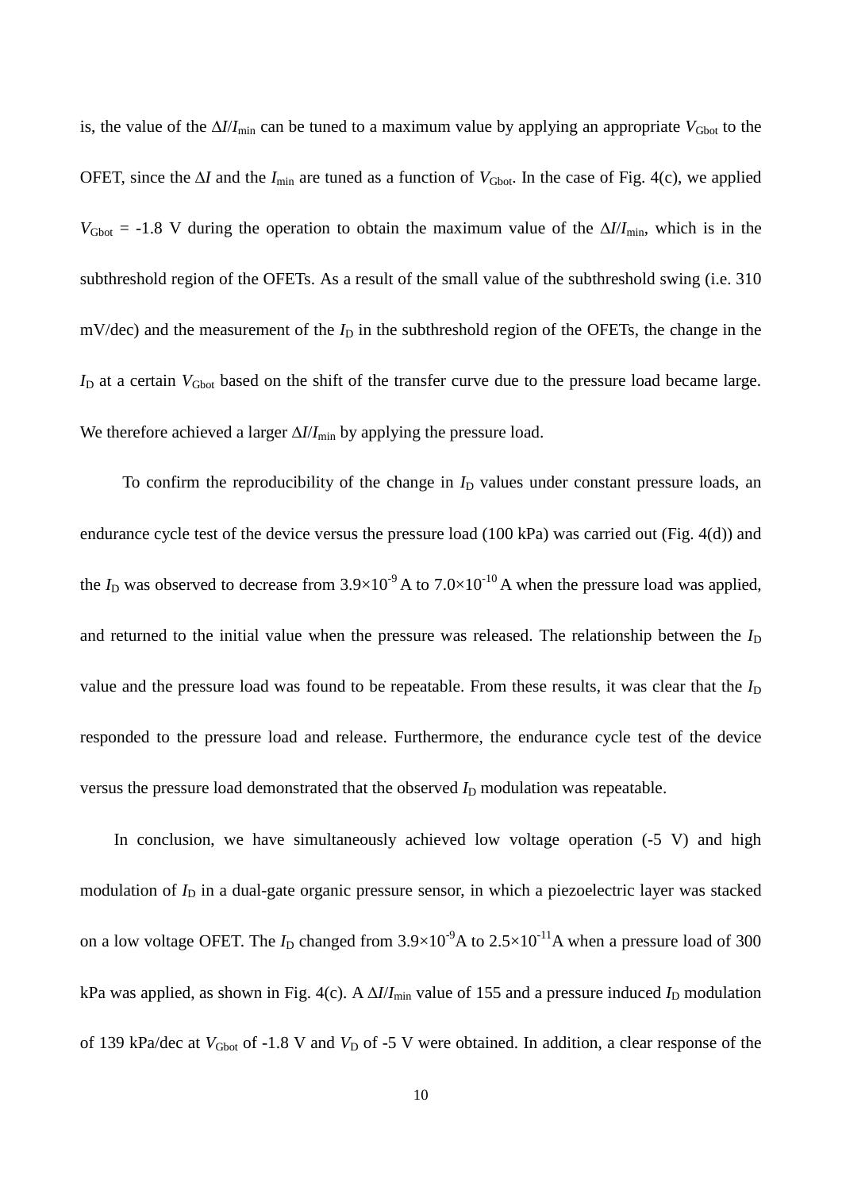is, the value of the $\Delta I/I_{\mathrm{min}}$ can be tuned to a maximum value by applying an appropriate $V_{\mathrm{Gbot}}$ to the OFET, since the $\Delta I$ and the $I_{\mathrm{min}}$ are tuned as a function of $V_{\mathrm{Gbot}}$. In the case of Fig. 4(c), we applied $V_{\mathrm{Gbot}}$ = -1.8 V during the operation to obtain the maximum value of the $\Delta I/I_{\mathrm{min}}$, which is in the subthreshold region of the OFETs. As a result of the small value of the subthreshold swing (i.e. 310 mV/dec) and the measurement of the $I_{\mathrm{D}}$ in the subthreshold region of the OFETs, the change in the $I_{\mathrm{D}}$ at a certain $V_{\mathrm{Gbot}}$ based on the shift of the transfer curve due to the pressure load became large. We therefore achieved a larger $\Delta I/I_{\mathrm{min}}$ by applying the pressure load.

To confirm the reproducibility of the change in $I_{\mathrm{D}}$ values under constant pressure loads, an endurance cycle test of the device versus the pressure load (100 kPa) was carried out (Fig. 4(d)) and the $I_{\mathrm{D}}$ was observed to decrease from $3.9\times10^{-9}$ A to $7.0\times10^{-10}$ A when the pressure load was applied, and returned to the initial value when the pressure was released. The relationship between the $I_{\mathrm{D}}$ value and the pressure load was found to be repeatable. From these results, it was clear that the $I_{\mathrm{D}}$ responded to the pressure load and release. Furthermore, the endurance cycle test of the device versus the pressure load demonstrated that the observed $I_{\mathrm{D}}$ modulation was repeatable.

In conclusion, we have simultaneously achieved low voltage operation (-5 V) and high modulation of $I_{\mathrm{D}}$ in a dual-gate organic pressure sensor, in which a piezoelectric layer was stacked on a low voltage OFET. The $I_{\mathrm{D}}$ changed from $3.9\times10^{-9}$A to $2.5\times10^{-11}$A when a pressure load of 300 kPa was applied, as shown in Fig. 4(c). A $\Delta I/I_{\mathrm{min}}$ value of 155 and a pressure induced $I_{\mathrm{D}}$ modulation of 139 kPa/dec at $V_{\mathrm{Gbot}}$ of -1.8 V and $V_{\mathrm{D}}$ of -5 V were obtained. In addition, a clear response of the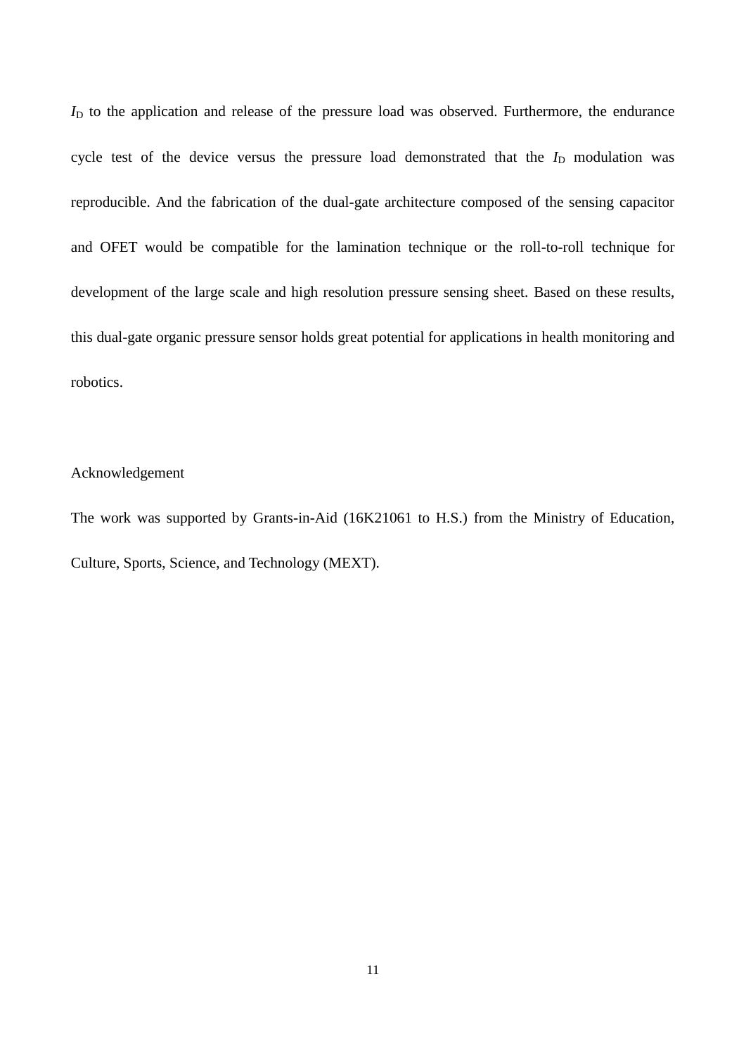$I_D$ to the application and release of the pressure load was observed. Furthermore, the endurance cycle test of the device versus the pressure load demonstrated that the $I_D$ modulation was reproducible. And the fabrication of the dual-gate architecture composed of the sensing capacitor and OFET would be compatible for the lamination technique or the roll-to-roll technique for development of the large scale and high resolution pressure sensing sheet. Based on these results, this dual-gate organic pressure sensor holds great potential for applications in health monitoring and robotics.

## Acknowledgement

The work was supported by Grants-in-Aid (16K21061 to H.S.) from the Ministry of Education, Culture, Sports, Science, and Technology (MEXT).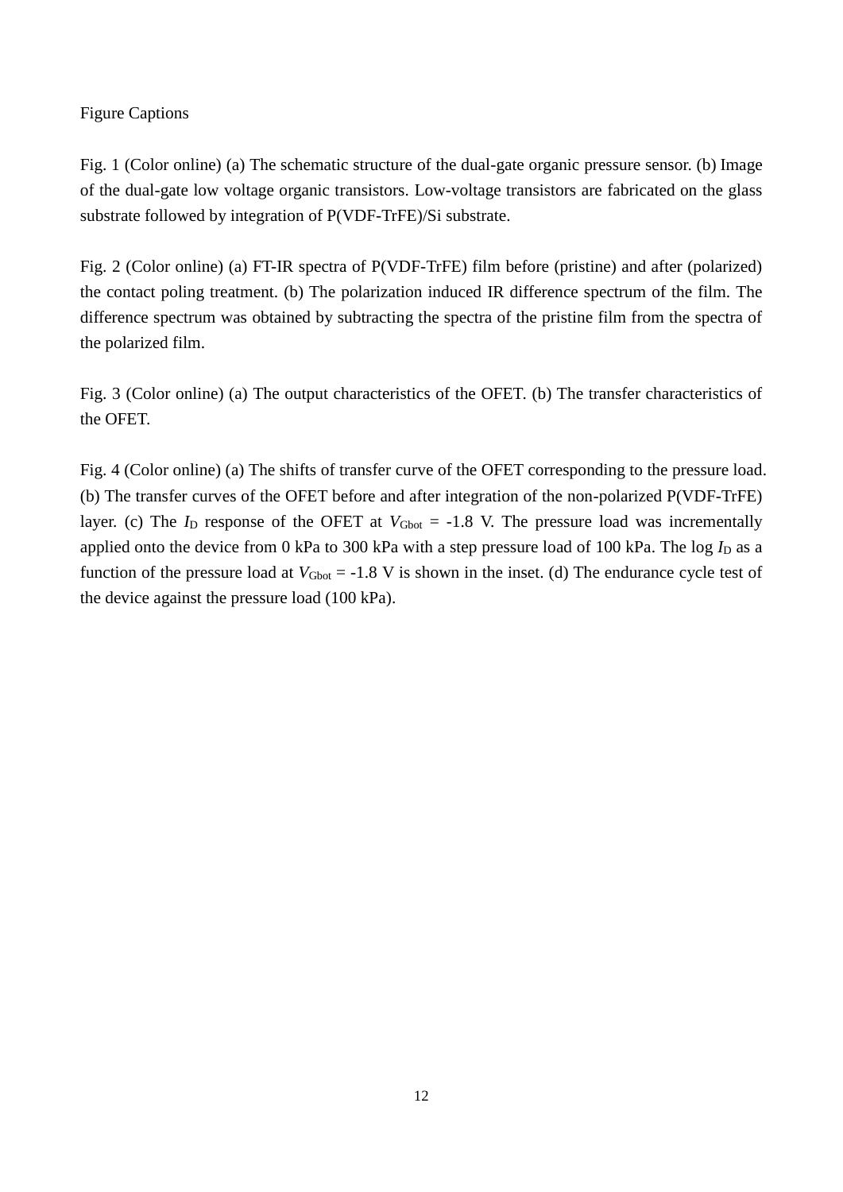Figure Captions

Fig. 1 (Color online) (a) The schematic structure of the dual-gate organic pressure sensor. (b) Image of the dual-gate low voltage organic transistors. Low-voltage transistors are fabricated on the glass substrate followed by integration of P(VDF-TrFE)/Si substrate.

Fig. 2 (Color online) (a) FT-IR spectra of P(VDF-TrFE) film before (pristine) and after (polarized) the contact poling treatment. (b) The polarization induced IR difference spectrum of the film. The difference spectrum was obtained by subtracting the spectra of the pristine film from the spectra of the polarized film.

Fig. 3 (Color online) (a) The output characteristics of the OFET. (b) The transfer characteristics of the OFET.

Fig. 4 (Color online) (a) The shifts of transfer curve of the OFET corresponding to the pressure load. (b) The transfer curves of the OFET before and after integration of the non-polarized P(VDF-TrFE) layer. (c) The $I_D$ response of the OFET at $V_{Gbot}$ = -1.8 V. The pressure load was incrementally applied onto the device from 0 kPa to 300 kPa with a step pressure load of 100 kPa. The log $I_D$ as a function of the pressure load at $V_{Gbot}$ = -1.8 V is shown in the inset. (d) The endurance cycle test of the device against the pressure load (100 kPa).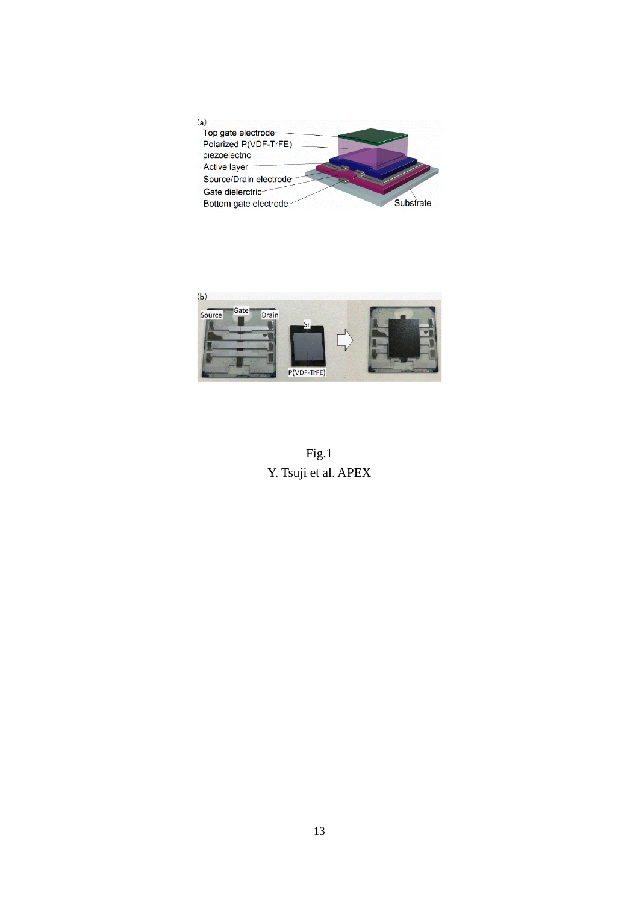Fig.1

Y. Tsuji et al. APEX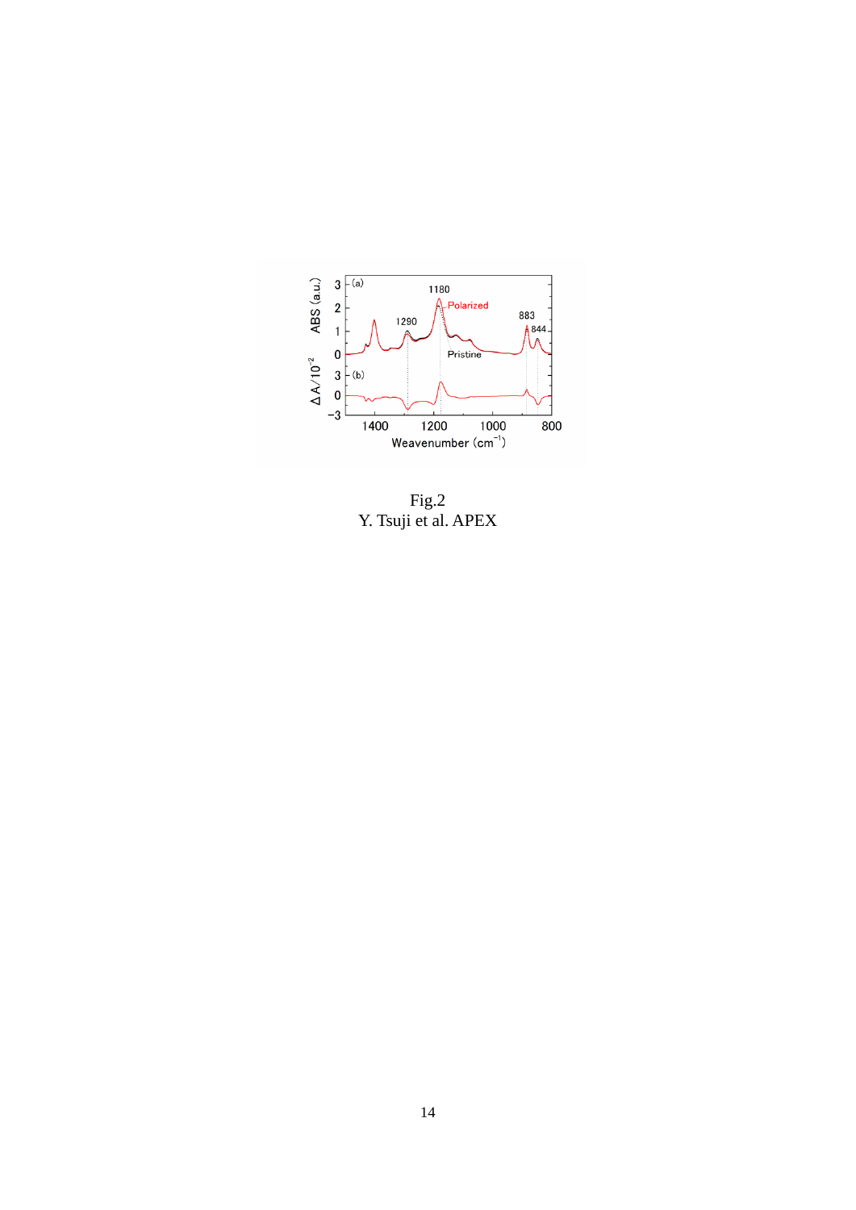Fig.2
Y. Tsuji et al. APEX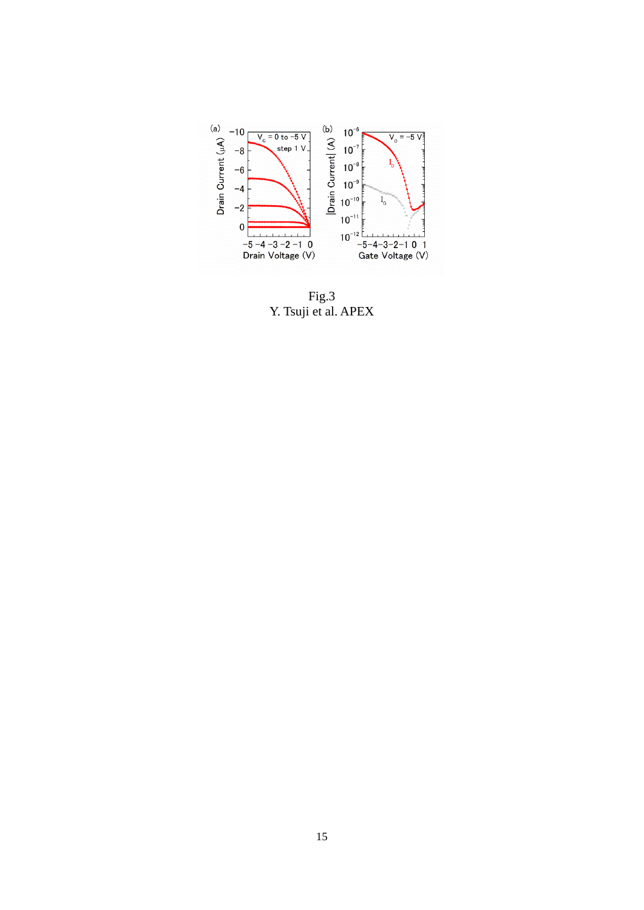Fig.3

Y. Tsuji et al. APEX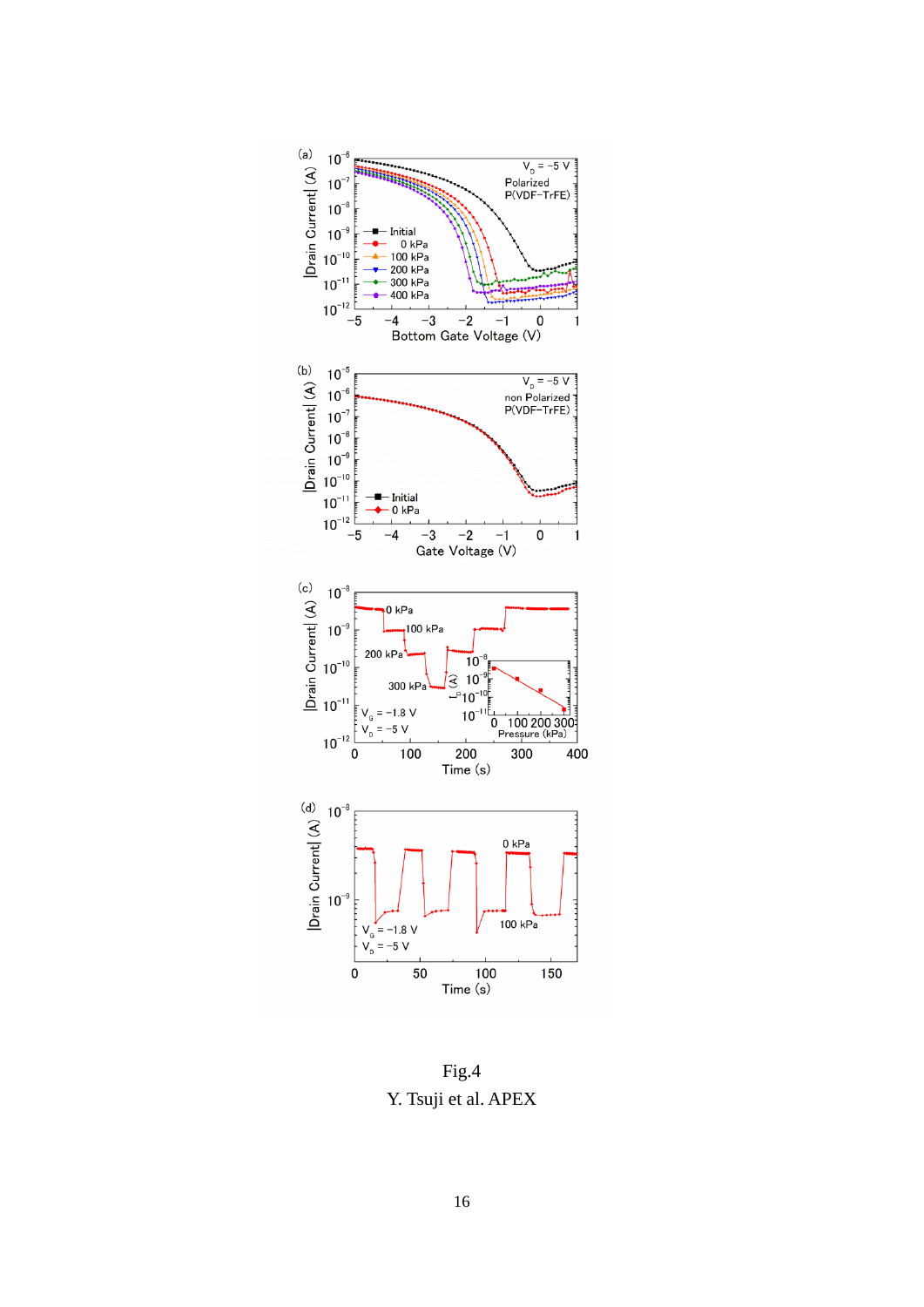Fig.4

Y. Tsuji et al. APEX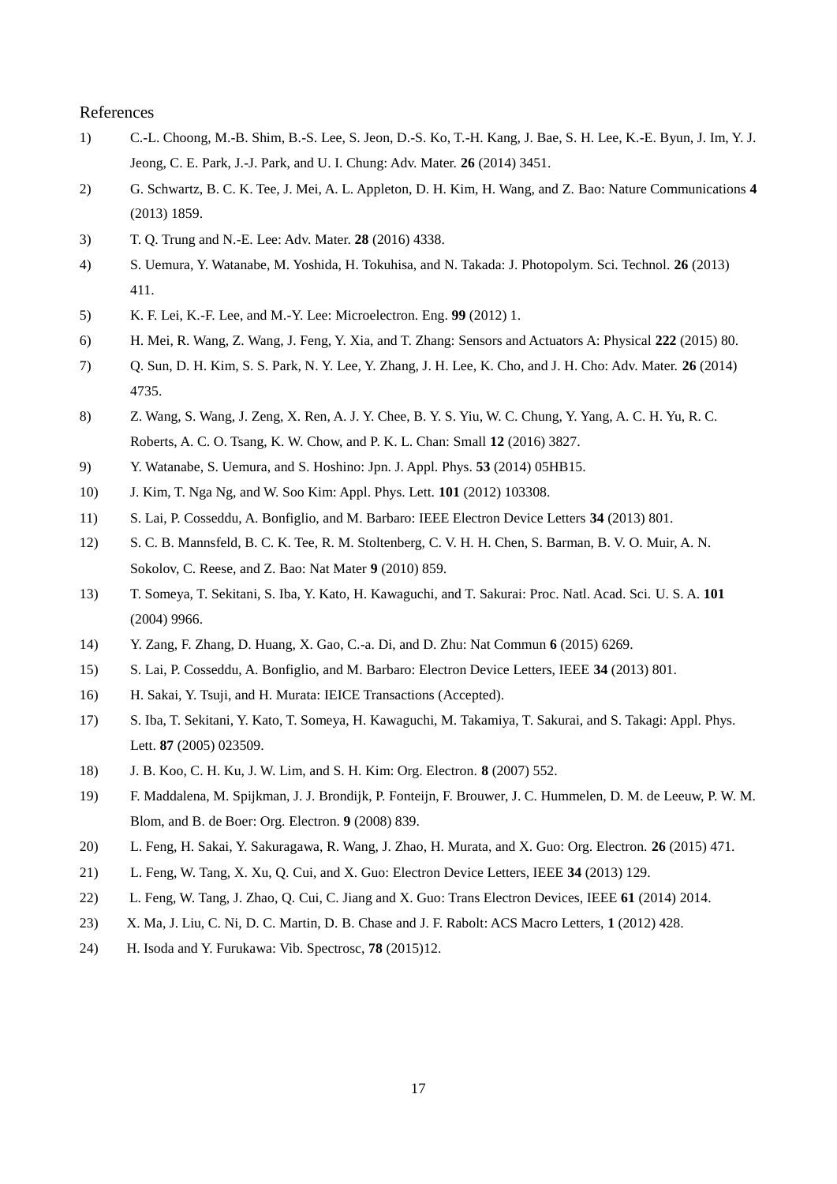## References

1) C.-L. Choong, M.-B. Shim, B.-S. Lee, S. Jeon, D.-S. Ko, T.-H. Kang, J. Bae, S. H. Lee, K.-E. Byun, J. Im, Y. J. Jeong, C. E. Park, J.-J. Park, and U. I. Chung: Adv. Mater. **26** (2014) 3451.
2) G. Schwartz, B. C. K. Tee, J. Mei, A. L. Appleton, D. H. Kim, H. Wang, and Z. Bao: Nature Communications **4** (2013) 1859.
3) T. Q. Trung and N.-E. Lee: Adv. Mater. **28** (2016) 4338.
4) S. Uemura, Y. Watanabe, M. Yoshida, H. Tokuhisa, and N. Takada: J. Photopolym. Sci. Technol. **26** (2013) 411.
5) K. F. Lei, K.-F. Lee, and M.-Y. Lee: Microelectron. Eng. **99** (2012) 1.
6) H. Mei, R. Wang, Z. Wang, J. Feng, Y. Xia, and T. Zhang: Sensors and Actuators A: Physical **222** (2015) 80.
7) Q. Sun, D. H. Kim, S. S. Park, N. Y. Lee, Y. Zhang, J. H. Lee, K. Cho, and J. H. Cho: Adv. Mater. **26** (2014) 4735.
8) Z. Wang, S. Wang, J. Zeng, X. Ren, A. J. Y. Chee, B. Y. S. Yiu, W. C. Chung, Y. Yang, A. C. H. Yu, R. C. Roberts, A. C. O. Tsang, K. W. Chow, and P. K. L. Chan: Small **12** (2016) 3827.
9) Y. Watanabe, S. Uemura, and S. Hoshino: Jpn. J. Appl. Phys. **53** (2014) 05HB15.
10) J. Kim, T. Nga Ng, and W. Soo Kim: Appl. Phys. Lett. **101** (2012) 103308.
11) S. Lai, P. Cosseddu, A. Bonfiglio, and M. Barbaro: IEEE Electron Device Letters **34** (2013) 801.
12) S. C. B. Mannsfeld, B. C. K. Tee, R. M. Stoltenberg, C. V. H. H. Chen, S. Barman, B. V. O. Muir, A. N. Sokolov, C. Reese, and Z. Bao: Nat Mater **9** (2010) 859.
13) T. Someya, T. Sekitani, S. Iba, Y. Kato, H. Kawaguchi, and T. Sakurai: Proc. Natl. Acad. Sci. U. S. A. **101** (2004) 9966.
14) Y. Zang, F. Zhang, D. Huang, X. Gao, C.-a. Di, and D. Zhu: Nat Commun **6** (2015) 6269.
15) S. Lai, P. Cosseddu, A. Bonfiglio, and M. Barbaro: Electron Device Letters, IEEE **34** (2013) 801.
16) H. Sakai, Y. Tsuji, and H. Murata: IEICE Transactions (Accepted).
17) S. Iba, T. Sekitani, Y. Kato, T. Someya, H. Kawaguchi, M. Takamiya, T. Sakurai, and S. Takagi: Appl. Phys. Lett. **87** (2005) 023509.
18) J. B. Koo, C. H. Ku, J. W. Lim, and S. H. Kim: Org. Electron. **8** (2007) 552.
19) F. Maddalena, M. Spijkman, J. J. Brondijk, P. Fonteijn, F. Brouwer, J. C. Hummelen, D. M. de Leeuw, P. W. M. Blom, and B. de Boer: Org. Electron. **9** (2008) 839.
20) L. Feng, H. Sakai, Y. Sakuragawa, R. Wang, J. Zhao, H. Murata, and X. Guo: Org. Electron. **26** (2015) 471.
21) L. Feng, W. Tang, X. Xu, Q. Cui, and X. Guo: Electron Device Letters, IEEE **34** (2013) 129.
22) L. Feng, W. Tang, J. Zhao, Q. Cui, C. Jiang and X. Guo: Trans Electron Devices, IEEE **61** (2014) 2014.
23) X. Ma, J. Liu, C. Ni, D. C. Martin, D. B. Chase and J. F. Rabolt: ACS Macro Letters, **1** (2012) 428.
24) H. Isoda and Y. Furukawa: Vib. Spectrosc, **78** (2015)12.